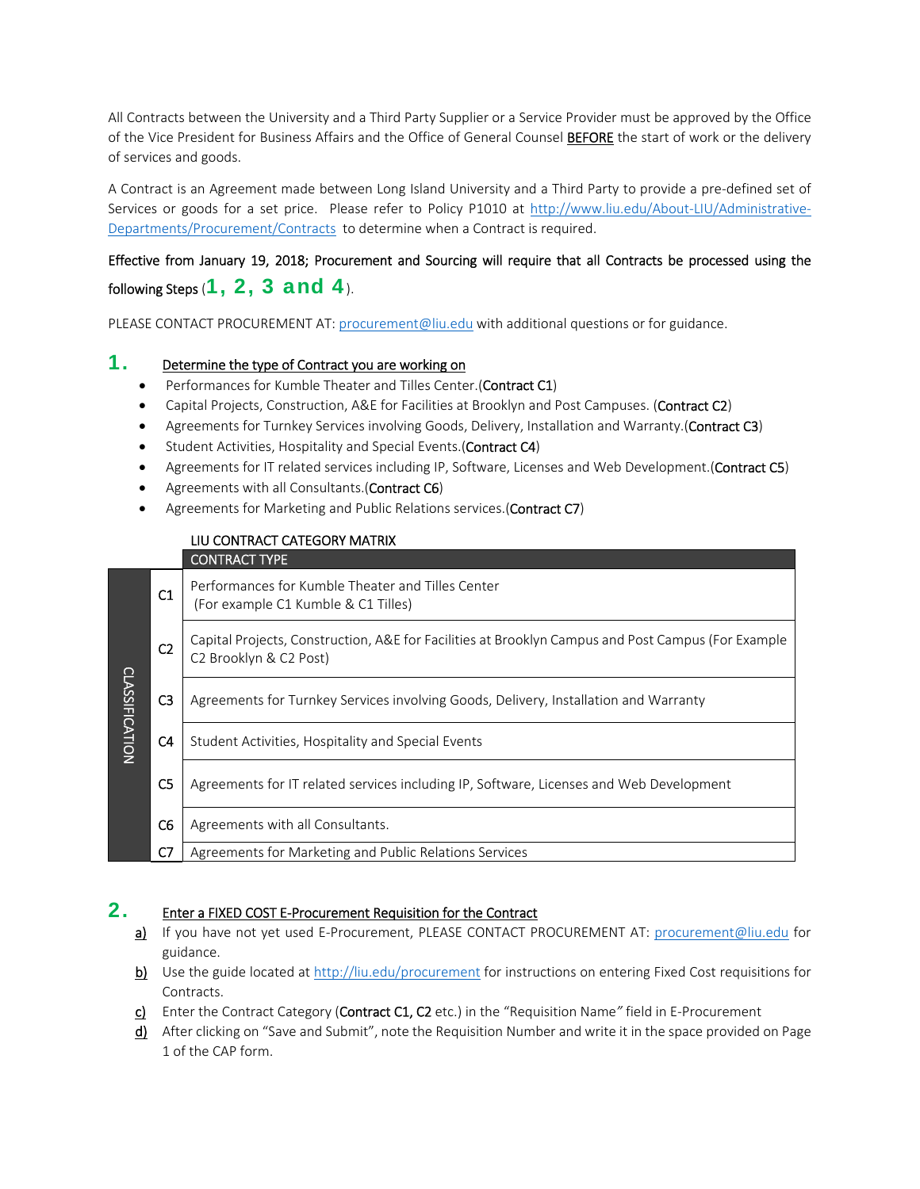All Contracts between the University and a Third Party Supplier or a Service Provider must be approved by the Office of the Vice President for Business Affairs and the Office of General Counsel BEFORE the start of work or the delivery of services and goods.

A Contract is an Agreement made between Long Island University and a Third Party to provide a pre-defined set of Services or goods for a set price. Please refer to Policy P1010 at http://www.liu.edu/About-LIU/Administrative-Departments/Procurement/Contracts to determine when a Contract is required.

**Effective from January 19, 2018; Procurement and Sourcing will require that all Contracts be processed using the following Steps (1, 2, 3 and 4).**

PLEASE CONTACT PROCUREMENT AT: procurement@liu.edu with additional questions or for guidance.

## 1. Determine the type of Contract you are working on

- Performances for Kumble Theater and Tilles Center.(**Contract C1**)
- Capital Projects, Construction, A&E for Facilities at Brooklyn and Post Campuses. (**Contract C2**)
- Agreements for Turnkey Services involving Goods, Delivery, Installation and Warranty.(**Contract C3**)
- Student Activities, Hospitality and Special Events.(**Contract C4**)
- Agreements for IT related services including IP, Software, Licenses and Web Development.(**Contract C5**)
- Agreements with all Consultants.(**Contract C6**)
- Agreements for Marketing and Public Relations services.(**Contract C7**)

LIU CONTRACT CATEGORY MATRIX

| CLASSIFICATION | | CONTRACT TYPE |
|---|---|---|
| | C1 | Performances for Kumble Theater and Tilles Center (For example C1 Kumble & C1 Tilles) |
| | C2 | Capital Projects, Construction, A&E for Facilities at Brooklyn Campus and Post Campus (For Example C2 Brooklyn & C2 Post) |
| | C3 | Agreements for Turnkey Services involving Goods, Delivery, Installation and Warranty |
| | C4 | Student Activities, Hospitality and Special Events |
| | C5 | Agreements for IT related services including IP, Software, Licenses and Web Development |
| | C6 | Agreements with all Consultants. |
| | C7 | Agreements for Marketing and Public Relations Services |

## 2. Enter a FIXED COST E-Procurement Requisition for the Contract

a) If you have not yet used E-Procurement, PLEASE CONTACT PROCUREMENT AT: procurement@liu.edu for guidance.

b) Use the guide located at http://liu.edu/procurement for instructions on entering Fixed Cost requisitions for Contracts.

c) Enter the Contract Category (**Contract C1, C2** etc.) in the "Requisition Name" field in E-Procurement

d) After clicking on "Save and Submit", note the Requisition Number and write it in the space provided on Page 1 of the CAP form.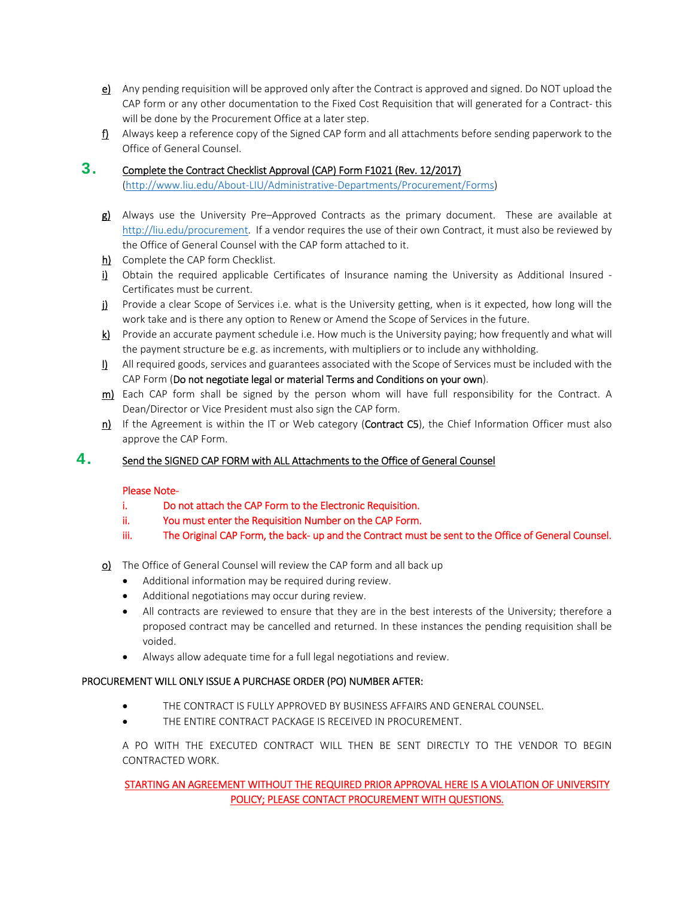e) Any pending requisition will be approved only after the Contract is approved and signed. Do NOT upload the CAP form or any other documentation to the Fixed Cost Requisition that will generated for a Contract- this will be done by the Procurement Office at a later step.

f) Always keep a reference copy of the Signed CAP form and all attachments before sending paperwork to the Office of General Counsel.

**3.** Complete the Contract Checklist Approval (CAP) Form F1021 (Rev. 12/2017)
(http://www.liu.edu/About-LIU/Administrative-Departments/Procurement/Forms)

g) Always use the University Pre–Approved Contracts as the primary document. These are available at http://liu.edu/procurement. If a vendor requires the use of their own Contract, it must also be reviewed by the Office of General Counsel with the CAP form attached to it.

h) Complete the CAP form Checklist.

i) Obtain the required applicable Certificates of Insurance naming the University as Additional Insured - Certificates must be current.

j) Provide a clear Scope of Services i.e. what is the University getting, when is it expected, how long will the work take and is there any option to Renew or Amend the Scope of Services in the future.

k) Provide an accurate payment schedule i.e. How much is the University paying; how frequently and what will the payment structure be e.g. as increments, with multipliers or to include any withholding.

l) All required goods, services and guarantees associated with the Scope of Services must be included with the CAP Form (**Do not negotiate legal or material Terms and Conditions on your own**).

m) Each CAP form shall be signed by the person whom will have full responsibility for the Contract. A Dean/Director or Vice President must also sign the CAP form.

n) If the Agreement is within the IT or Web category (**Contract C5**), the Chief Information Officer must also approve the CAP Form.

**4.** Send the SIGNED CAP FORM with ALL Attachments to the Office of General Counsel

Please Note-

i. Do not attach the CAP Form to the Electronic Requisition.

ii. You must enter the Requisition Number on the CAP Form.

iii. The Original CAP Form, the back- up and the Contract must be sent to the Office of General Counsel.

o) The Office of General Counsel will review the CAP form and all back up

- Additional information may be required during review.
- Additional negotiations may occur during review.
- All contracts are reviewed to ensure that they are in the best interests of the University; therefore a proposed contract may be cancelled and returned. In these instances the pending requisition shall be voided.
- Always allow adequate time for a full legal negotiations and review.

PROCUREMENT WILL ONLY ISSUE A PURCHASE ORDER (PO) NUMBER AFTER:

- THE CONTRACT IS FULLY APPROVED BY BUSINESS AFFAIRS AND GENERAL COUNSEL.
- THE ENTIRE CONTRACT PACKAGE IS RECEIVED IN PROCUREMENT.

A PO WITH THE EXECUTED CONTRACT WILL THEN BE SENT DIRECTLY TO THE VENDOR TO BEGIN CONTRACTED WORK.

STARTING AN AGREEMENT WITHOUT THE REQUIRED PRIOR APPROVAL HERE IS A VIOLATION OF UNIVERSITY POLICY; PLEASE CONTACT PROCUREMENT WITH QUESTIONS.